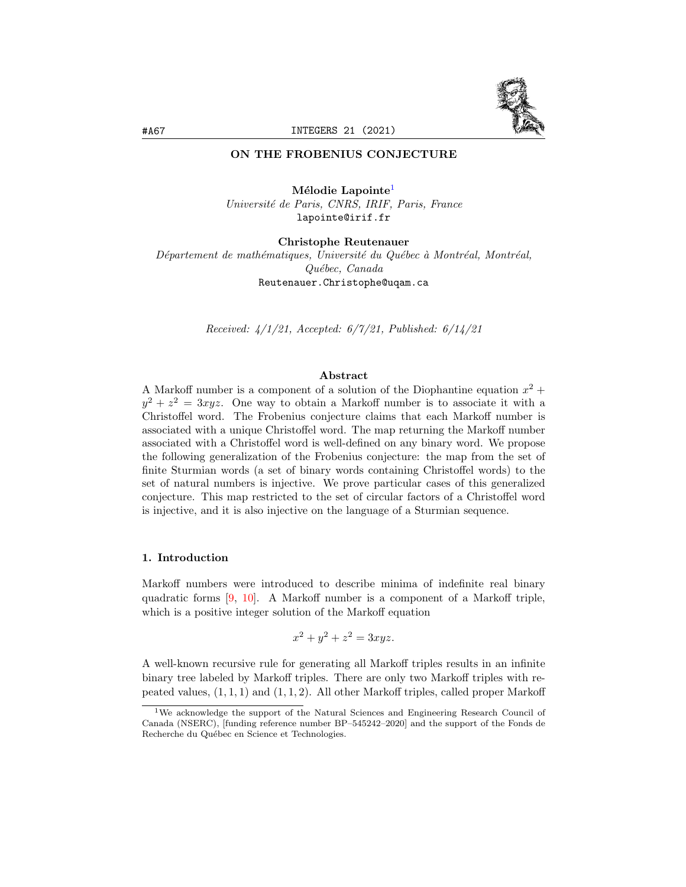# ON THE FROBENIUS CONJECTURE

**Mélodie Lapointe**[1]
*Université de Paris, CNRS, IRIF, Paris, France*
lapointe@irif.fr

**Christophe Reutenauer**
*Département de mathématiques, Université du Québec à Montréal, Montréal, Québec, Canada*
Reutenauer.Christophe@uqam.ca

*Received: 4/1/21, Accepted: 6/7/21, Published: 6/14/21*

### Abstract

A Markoff number is a component of a solution of the Diophantine equation $x^2 + y^2 + z^2 = 3xyz$. One way to obtain a Markoff number is to associate it with a Christoffel word. The Frobenius conjecture claims that each Markoff number is associated with a unique Christoffel word. The map returning the Markoff number associated with a Christoffel word is well-defined on any binary word. We propose the following generalization of the Frobenius conjecture: the map from the set of finite Sturmian words (a set of binary words containing Christoffel words) to the set of natural numbers is injective. We prove particular cases of this generalized conjecture. This map restricted to the set of circular factors of a Christoffel word is injective, and it is also injective on the language of a Sturmian sequence.

## 1. Introduction

Markoff numbers were introduced to describe minima of indefinite real binary quadratic forms [9, 10]. A Markoff number is a component of a Markoff triple, which is a positive integer solution of the Markoff equation

$$x^2 + y^2 + z^2 = 3xyz.$$

A well-known recursive rule for generating all Markoff triples results in an infinite binary tree labeled by Markoff triples. There are only two Markoff triples with repeated values, $(1, 1, 1)$ and $(1, 1, 2)$. All other Markoff triples, called proper Markoff

---

[1] We acknowledge the support of the Natural Sciences and Engineering Research Council of Canada (NSERC), [funding reference number BP–545242–2020] and the support of the Fonds de Recherche du Québec en Science et Technologies.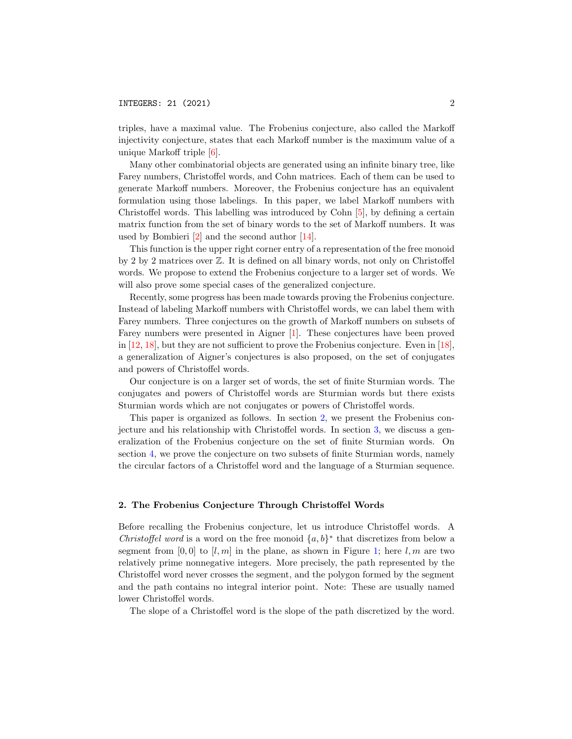triples, have a maximal value. The Frobenius conjecture, also called the Markoff injectivity conjecture, states that each Markoff number is the maximum value of a unique Markoff triple [6].

Many other combinatorial objects are generated using an infinite binary tree, like Farey numbers, Christoffel words, and Cohn matrices. Each of them can be used to generate Markoff numbers. Moreover, the Frobenius conjecture has an equivalent formulation using those labelings. In this paper, we label Markoff numbers with Christoffel words. This labelling was introduced by Cohn [5], by defining a certain matrix function from the set of binary words to the set of Markoff numbers. It was used by Bombieri [2] and the second author [14].

This function is the upper right corner entry of a representation of the free monoid by 2 by 2 matrices over $\mathbb{Z}$. It is defined on all binary words, not only on Christoffel words. We propose to extend the Frobenius conjecture to a larger set of words. We will also prove some special cases of the generalized conjecture.

Recently, some progress has been made towards proving the Frobenius conjecture. Instead of labeling Markoff numbers with Christoffel words, we can label them with Farey numbers. Three conjectures on the growth of Markoff numbers on subsets of Farey numbers were presented in Aigner [1]. These conjectures have been proved in [12, 18], but they are not sufficient to prove the Frobenius conjecture. Even in [18], a generalization of Aigner's conjectures is also proposed, on the set of conjugates and powers of Christoffel words.

Our conjecture is on a larger set of words, the set of finite Sturmian words. The conjugates and powers of Christoffel words are Sturmian words but there exists Sturmian words which are not conjugates or powers of Christoffel words.

This paper is organized as follows. In section 2, we present the Frobenius conjecture and his relationship with Christoffel words. In section 3, we discuss a generalization of the Frobenius conjecture on the set of finite Sturmian words. On section 4, we prove the conjecture on two subsets of finite Sturmian words, namely the circular factors of a Christoffel word and the language of a Sturmian sequence.

## 2. The Frobenius Conjecture Through Christoffel Words

Before recalling the Frobenius conjecture, let us introduce Christoffel words. A *Christoffel word* is a word on the free monoid $\{a, b\}^*$ that discretizes from below a segment from $[0, 0]$ to $[l, m]$ in the plane, as shown in Figure 1; here $l, m$ are two relatively prime nonnegative integers. More precisely, the path represented by the Christoffel word never crosses the segment, and the polygon formed by the segment and the path contains no integral interior point. Note: These are usually named lower Christoffel words.

The slope of a Christoffel word is the slope of the path discretized by the word.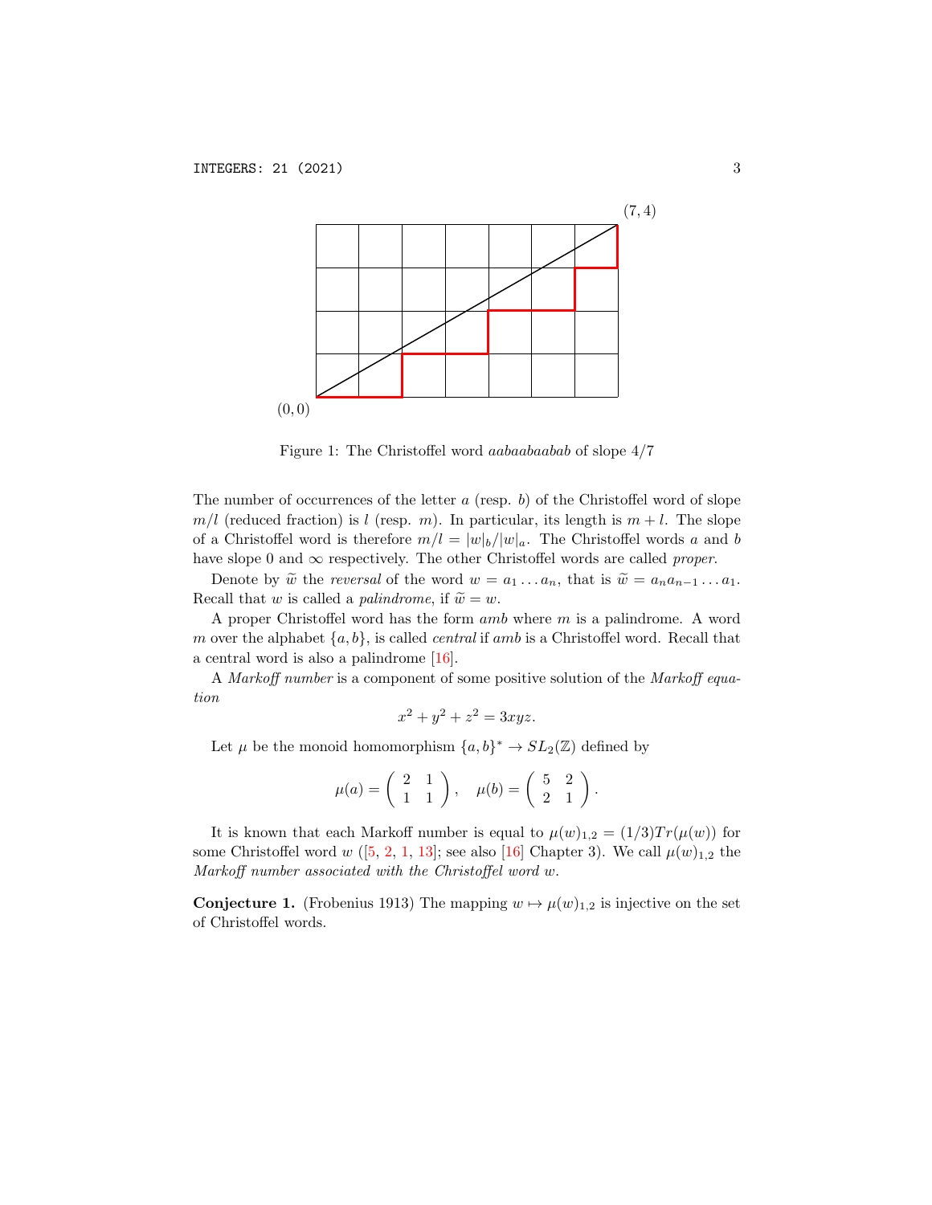Figure 1: The Christoffel word *aabaabaabab* of slope 4/7

The number of occurrences of the letter $a$ (resp. $b$) of the Christoffel word of slope $m/l$ (reduced fraction) is $l$ (resp. $m$). In particular, its length is $m + l$. The slope of a Christoffel word is therefore $m/l = |w|_b/|w|_a$. The Christoffel words $a$ and $b$ have slope 0 and $\infty$ respectively. The other Christoffel words are called *proper*.

Denote by $\widetilde{w}$ the *reversal* of the word $w = a_1 \dots a_n$, that is $\widetilde{w} = a_n a_{n-1} \dots a_1$. Recall that $w$ is called a *palindrome*, if $\widetilde{w} = w$.

A proper Christoffel word has the form $amb$ where $m$ is a palindrome. A word $m$ over the alphabet $\{a, b\}$, is called *central* if $amb$ is a Christoffel word. Recall that a central word is also a palindrome [16].

A *Markoff number* is a component of some positive solution of the *Markoff equation*

$$x^2 + y^2 + z^2 = 3xyz.$$

Let $\mu$ be the monoid homomorphism $\{a, b\}^* \to SL_2(\mathbb{Z})$ defined by

$$\mu(a) = \begin{pmatrix} 2 & 1 \\ 1 & 1 \end{pmatrix}, \quad \mu(b) = \begin{pmatrix} 5 & 2 \\ 2 & 1 \end{pmatrix}.$$

It is known that each Markoff number is equal to $\mu(w)_{1,2} = (1/3)Tr(\mu(w))$ for some Christoffel word $w$ ([5, 2, 1, 13]; see also [16] Chapter 3). We call $\mu(w)_{1,2}$ the *Markoff number associated with the Christoffel word $w$*.

**Conjecture 1.** (Frobenius 1913) The mapping $w \mapsto \mu(w)_{1,2}$ is injective on the set of Christoffel words.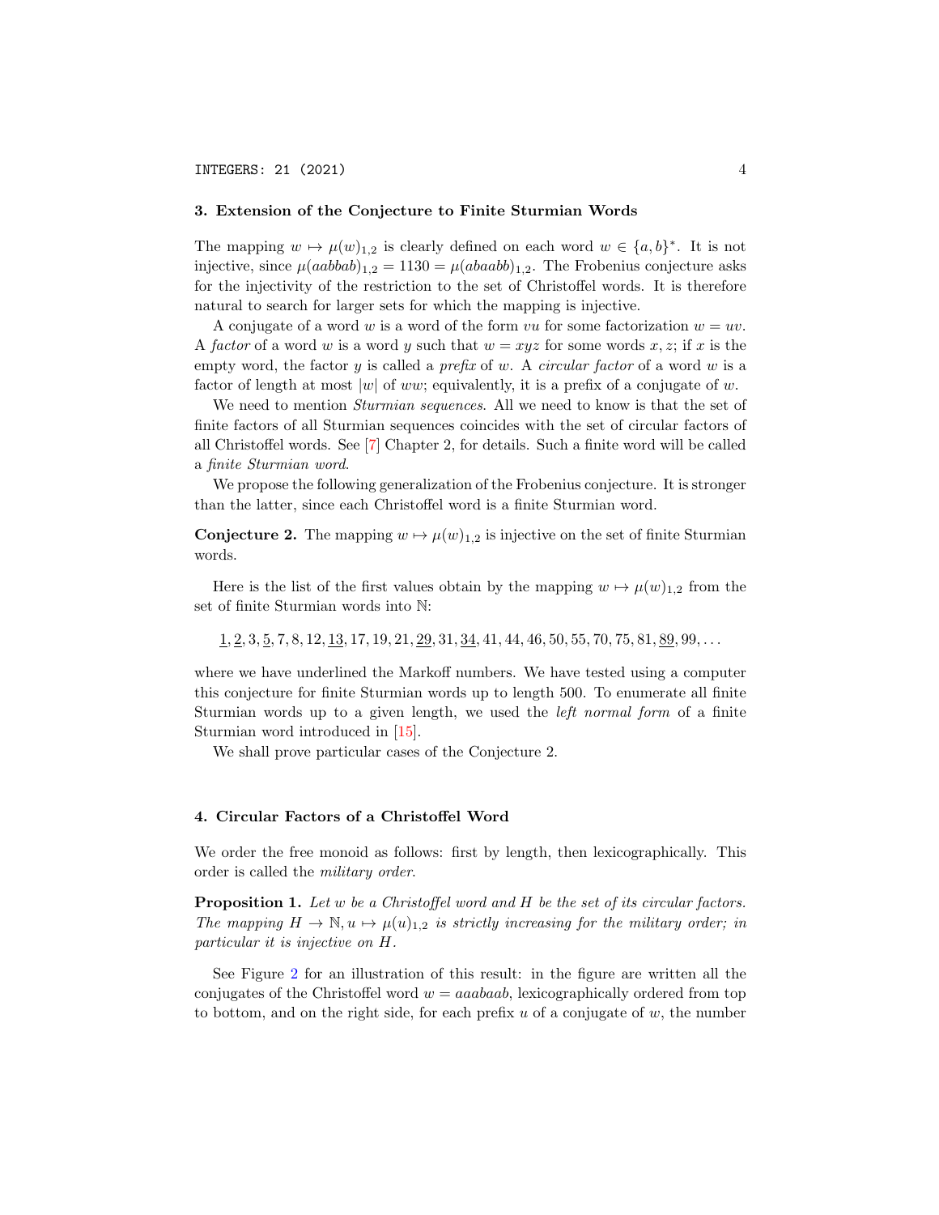## 3. Extension of the Conjecture to Finite Sturmian Words

The mapping $w \mapsto \mu(w)_{1,2}$ is clearly defined on each word $w \in \{a,b\}^*$. It is not injective, since $\mu(aabbab)_{1,2} = 1130 = \mu(abaabb)_{1,2}$. The Frobenius conjecture asks for the injectivity of the restriction to the set of Christoffel words. It is therefore natural to search for larger sets for which the mapping is injective.

A conjugate of a word $w$ is a word of the form $vu$ for some factorization $w = uv$. A *factor* of a word $w$ is a word $y$ such that $w = xyz$ for some words $x, z$; if $x$ is the empty word, the factor $y$ is called a *prefix* of $w$. A *circular factor* of a word $w$ is a factor of length at most $|w|$ of $ww$; equivalently, it is a prefix of a conjugate of $w$.

We need to mention *Sturmian sequences*. All we need to know is that the set of finite factors of all Sturmian sequences coincides with the set of circular factors of all Christoffel words. See [7] Chapter 2, for details. Such a finite word will be called a *finite Sturmian word*.

We propose the following generalization of the Frobenius conjecture. It is stronger than the latter, since each Christoffel word is a finite Sturmian word.

**Conjecture 2.** The mapping $w \mapsto \mu(w)_{1,2}$ is injective on the set of finite Sturmian words.

Here is the list of the first values obtain by the mapping $w \mapsto \mu(w)_{1,2}$ from the set of finite Sturmian words into $\mathbb{N}$:

$$\underline{1}, \underline{2}, 3, \underline{5}, 7, 8, 12, \underline{13}, 17, 19, 21, \underline{29}, 31, \underline{34}, 41, 44, 46, 50, 55, 70, 75, 81, \underline{89}, 99, \ldots$$

where we have underlined the Markoff numbers. We have tested using a computer this conjecture for finite Sturmian words up to length 500. To enumerate all finite Sturmian words up to a given length, we used the *left normal form* of a finite Sturmian word introduced in [15].

We shall prove particular cases of the Conjecture 2.

## 4. Circular Factors of a Christoffel Word

We order the free monoid as follows: first by length, then lexicographically. This order is called the *military order*.

**Proposition 1.** *Let $w$ be a Christoffel word and $H$ be the set of its circular factors. The mapping $H \to \mathbb{N}, u \mapsto \mu(u)_{1,2}$ is strictly increasing for the military order; in particular it is injective on $H$.*

See Figure 2 for an illustration of this result: in the figure are written all the conjugates of the Christoffel word $w = aaabaab$, lexicographically ordered from top to bottom, and on the right side, for each prefix $u$ of a conjugate of $w$, the number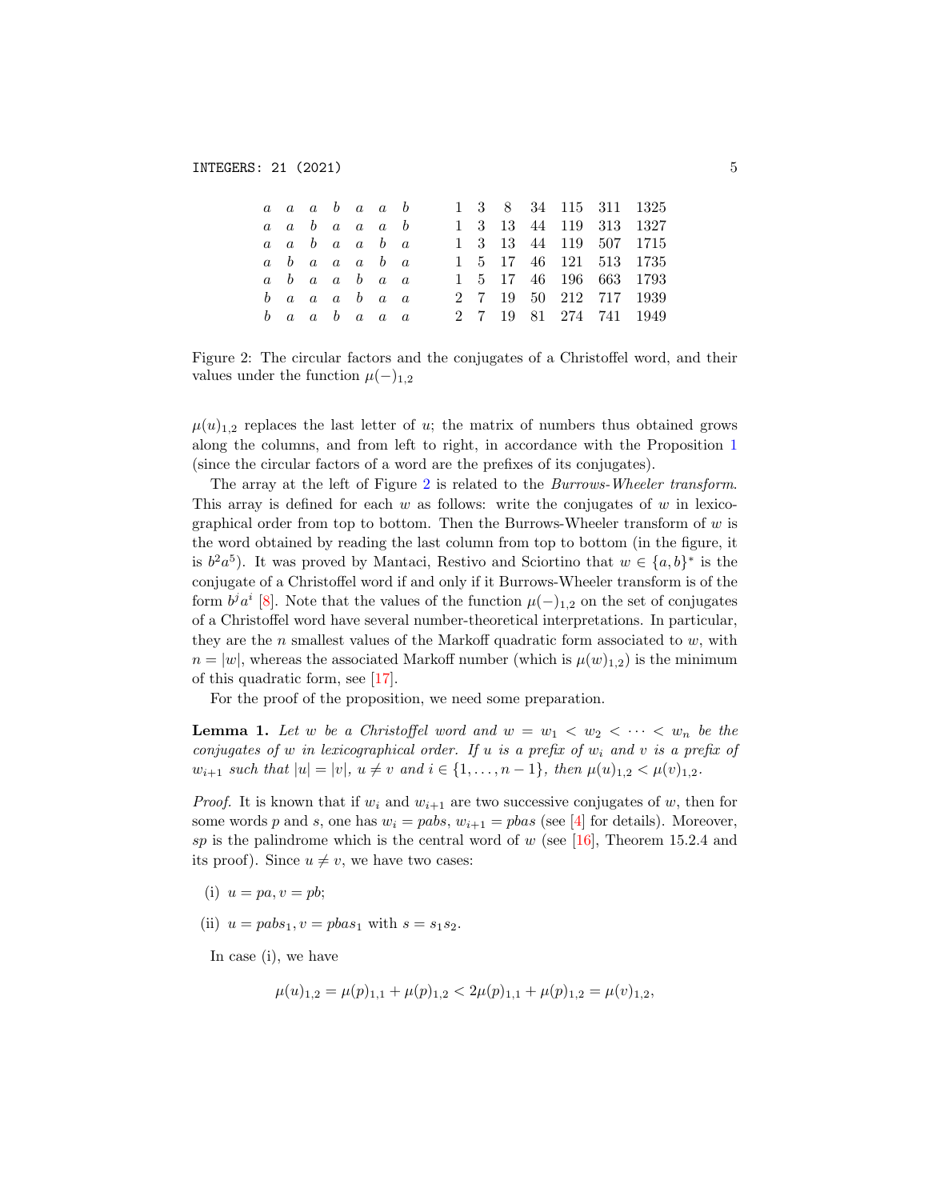| | | | | | | | | | | | | | |
|---|---|---|---|---|---|---|---|---|---|---|---|---|---|
| $a$ | $a$ | $a$ | $b$ | $a$ | $a$ | $b$ | 1 | 3 | 8 | 34 | 115 | 311 | 1325 |
| $a$ | $a$ | $b$ | $a$ | $a$ | $a$ | $b$ | 1 | 3 | 13 | 44 | 119 | 313 | 1327 |
| $a$ | $a$ | $b$ | $a$ | $a$ | $b$ | $a$ | 1 | 3 | 13 | 44 | 119 | 507 | 1715 |
| $a$ | $b$ | $a$ | $a$ | $a$ | $b$ | $a$ | 1 | 5 | 17 | 46 | 121 | 513 | 1735 |
| $a$ | $b$ | $a$ | $a$ | $b$ | $a$ | $a$ | 1 | 5 | 17 | 46 | 196 | 663 | 1793 |
| $b$ | $a$ | $a$ | $a$ | $b$ | $a$ | $a$ | 2 | 7 | 19 | 50 | 212 | 717 | 1939 |
| $b$ | $a$ | $a$ | $b$ | $a$ | $a$ | $a$ | 2 | 7 | 19 | 81 | 274 | 741 | 1949 |

Figure 2: The circular factors and the conjugates of a Christoffel word, and their values under the function $\mu(-)_{1,2}$

$\mu(u)_{1,2}$ replaces the last letter of $u$; the matrix of numbers thus obtained grows along the columns, and from left to right, in accordance with the Proposition 1 (since the circular factors of a word are the prefixes of its conjugates).

The array at the left of Figure 2 is related to the *Burrows-Wheeler transform*. This array is defined for each $w$ as follows: write the conjugates of $w$ in lexicographical order from top to bottom. Then the Burrows-Wheeler transform of $w$ is the word obtained by reading the last column from top to bottom (in the figure, it is $b^2a^5$). It was proved by Mantaci, Restivo and Sciortino that $w \in \{a,b\}^*$ is the conjugate of a Christoffel word if and only if it Burrows-Wheeler transform is of the form $b^ja^i$ [8]. Note that the values of the function $\mu(-)_{1,2}$ on the set of conjugates of a Christoffel word have several number-theoretical interpretations. In particular, they are the $n$ smallest values of the Markoff quadratic form associated to $w$, with $n = |w|$, whereas the associated Markoff number (which is $\mu(w)_{1,2}$) is the minimum of this quadratic form, see [17].

For the proof of the proposition, we need some preparation.

**Lemma 1.** *Let $w$ be a Christoffel word and $w = w_1 < w_2 < \cdots < w_n$ be the conjugates of $w$ in lexicographical order. If $u$ is a prefix of $w_i$ and $v$ is a prefix of $w_{i+1}$ such that $|u| = |v|$, $u \neq v$ and $i \in \{1, \ldots, n-1\}$, then $\mu(u)_{1,2} < \mu(v)_{1,2}$.*

*Proof.* It is known that if $w_i$ and $w_{i+1}$ are two successive conjugates of $w$, then for some words $p$ and $s$, one has $w_i = pabs$, $w_{i+1} = pbas$ (see [4] for details). Moreover, $sp$ is the palindrome which is the central word of $w$ (see [16], Theorem 15.2.4 and its proof). Since $u \neq v$, we have two cases:

(i) $u = pa, v = pb$;

(ii) $u = pabs_1, v = pbas_1$ with $s = s_1s_2$.

In case (i), we have

$$\mu(u)_{1,2} = \mu(p)_{1,1} + \mu(p)_{1,2} < 2\mu(p)_{1,1} + \mu(p)_{1,2} = \mu(v)_{1,2},$$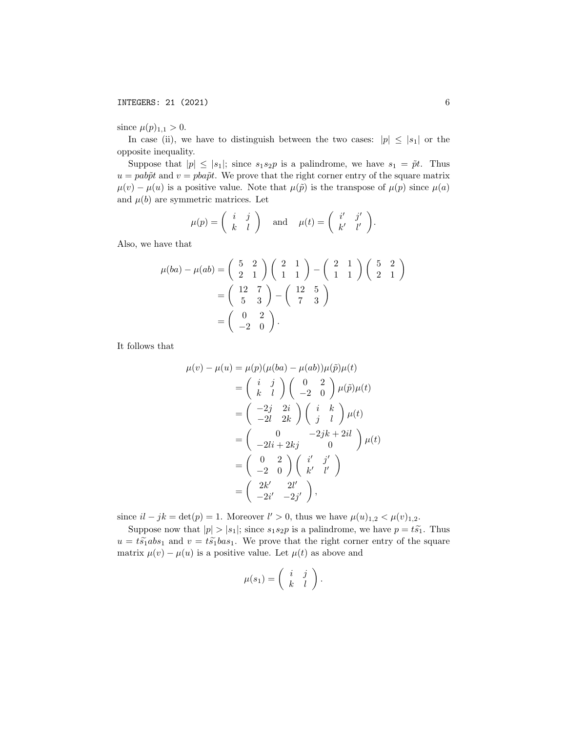since $\mu(p)_{1,1} > 0$.

In case (ii), we have to distinguish between the two cases: $|p| \leq |s_1|$ or the opposite inequality.

Suppose that $|p| \leq |s_1|$; since $s_1 s_2 p$ is a palindrome, we have $s_1 = \tilde{p}t$. Thus $u = pab\tilde{p}t$ and $v = pba\tilde{p}t$. We prove that the right corner entry of the square matrix $\mu(v) - \mu(u)$ is a positive value. Note that $\mu(\tilde{p})$ is the transpose of $\mu(p)$ since $\mu(a)$ and $\mu(b)$ are symmetric matrices. Let

$$\mu(p) = \begin{pmatrix} i & j \\ k & l \end{pmatrix} \quad \text{and} \quad \mu(t) = \begin{pmatrix} i' & j' \\ k' & l' \end{pmatrix}.$$

Also, we have that

$$\begin{aligned}
\mu(ba) - \mu(ab) &= \begin{pmatrix} 5 & 2 \\ 2 & 1 \end{pmatrix} \begin{pmatrix} 2 & 1 \\ 1 & 1 \end{pmatrix} - \begin{pmatrix} 2 & 1 \\ 1 & 1 \end{pmatrix} \begin{pmatrix} 5 & 2 \\ 2 & 1 \end{pmatrix} \\
&= \begin{pmatrix} 12 & 7 \\ 5 & 3 \end{pmatrix} - \begin{pmatrix} 12 & 5 \\ 7 & 3 \end{pmatrix} \\
&= \begin{pmatrix} 0 & 2 \\ -2 & 0 \end{pmatrix}.
\end{aligned}$$

It follows that

$$\begin{aligned}
\mu(v) - \mu(u) &= \mu(p)(\mu(ba) - \mu(ab))\mu(\tilde{p})\mu(t) \\
&= \begin{pmatrix} i & j \\ k & l \end{pmatrix} \begin{pmatrix} 0 & 2 \\ -2 & 0 \end{pmatrix} \mu(\tilde{p})\mu(t) \\
&= \begin{pmatrix} -2j & 2i \\ -2l & 2k \end{pmatrix} \begin{pmatrix} i & k \\ j & l \end{pmatrix} \mu(t) \\
&= \begin{pmatrix} 0 & -2jk + 2il \\ -2li + 2kj & 0 \end{pmatrix} \mu(t) \\
&= \begin{pmatrix} 0 & 2 \\ -2 & 0 \end{pmatrix} \begin{pmatrix} i' & j' \\ k' & l' \end{pmatrix} \\
&= \begin{pmatrix} 2k' & 2l' \\ -2i' & -2j' \end{pmatrix},
\end{aligned}$$

since $il - jk = \det(p) = 1$. Moreover $l' > 0$, thus we have $\mu(u)_{1,2} < \mu(v)_{1,2}$.

Suppose now that $|p| > |s_1|$; since $s_1 s_2 p$ is a palindrome, we have $p = t\widetilde{s_1}$. Thus $u = t\widetilde{s_1}abs_1$ and $v = t\widetilde{s_1}bas_1$. We prove that the right corner entry of the square matrix $\mu(v) - \mu(u)$ is a positive value. Let $\mu(t)$ as above and

$$\mu(s_1) = \begin{pmatrix} i & j \\ k & l \end{pmatrix}.$$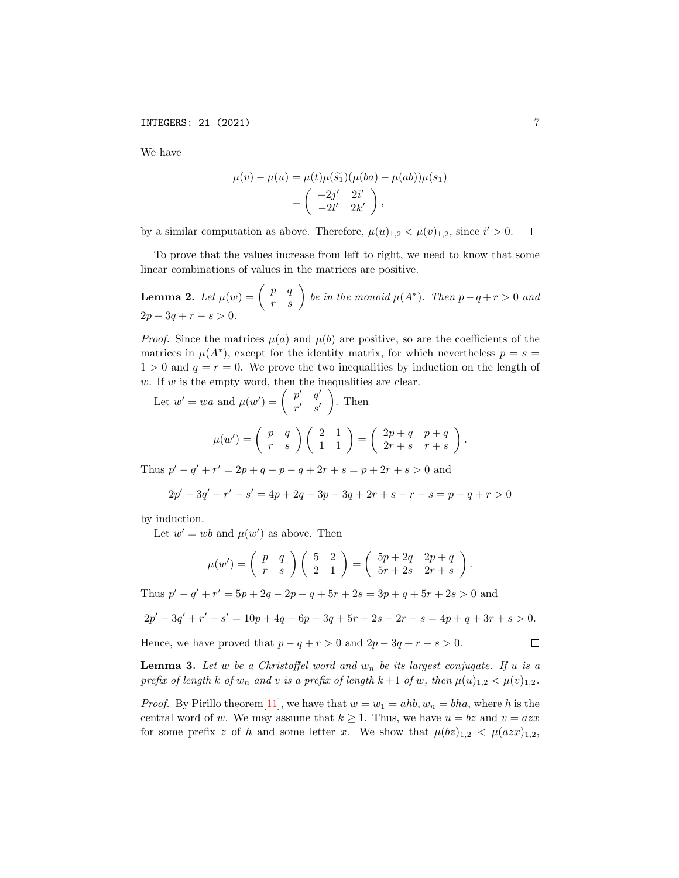We have

$$\mu(v) - \mu(u) = \mu(t)\mu(\widetilde{s_1})(\mu(ba) - \mu(ab))\mu(s_1)$$
$$= \begin{pmatrix} -2j' & 2i' \\ -2l' & 2k' \end{pmatrix},$$

by a similar computation as above. Therefore, $\mu(u)_{1,2} < \mu(v)_{1,2}$, since $i' > 0$. $\square$

To prove that the values increase from left to right, we need to know that some linear combinations of values in the matrices are positive.

**Lemma 2.** *Let $\mu(w) = \begin{pmatrix} p & q \\ r & s \end{pmatrix}$ be in the monoid $\mu(A^*)$. Then $p - q + r > 0$ and $2p - 3q + r - s > 0$.*

*Proof.* Since the matrices $\mu(a)$ and $\mu(b)$ are positive, so are the coefficients of the matrices in $\mu(A^*)$, except for the identity matrix, for which nevertheless $p = s = 1 > 0$ and $q = r = 0$. We prove the two inequalities by induction on the length of $w$. If $w$ is the empty word, then the inequalities are clear.

Let $w' = wa$ and $\mu(w') = \begin{pmatrix} p' & q' \\ r' & s' \end{pmatrix}$. Then

$$\mu(w') = \begin{pmatrix} p & q \\ r & s \end{pmatrix}\begin{pmatrix} 2 & 1 \\ 1 & 1 \end{pmatrix} = \begin{pmatrix} 2p+q & p+q \\ 2r+s & r+s \end{pmatrix}.$$

Thus $p' - q' + r' = 2p + q - p - q + 2r + s = p + 2r + s > 0$ and

$$2p' - 3q' + r' - s' = 4p + 2q - 3p - 3q + 2r + s - r - s = p - q + r > 0$$

by induction.

Let $w' = wb$ and $\mu(w')$ as above. Then

$$\mu(w') = \begin{pmatrix} p & q \\ r & s \end{pmatrix}\begin{pmatrix} 5 & 2 \\ 2 & 1 \end{pmatrix} = \begin{pmatrix} 5p+2q & 2p+q \\ 5r+2s & 2r+s \end{pmatrix}.$$

Thus $p' - q' + r' = 5p + 2q - 2p - q + 5r + 2s = 3p + q + 5r + 2s > 0$ and

$$2p' - 3q' + r' - s' = 10p + 4q - 6p - 3q + 5r + 2s - 2r - s = 4p + q + 3r + s > 0.$$

Hence, we have proved that $p - q + r > 0$ and $2p - 3q + r - s > 0$. $\square$

**Lemma 3.** *Let $w$ be a Christoffel word and $w_n$ be its largest conjugate. If $u$ is a prefix of length $k$ of $w_n$ and $v$ is a prefix of length $k+1$ of $w$, then $\mu(u)_{1,2} < \mu(v)_{1,2}$.*

*Proof.* By Pirillo theorem[11], we have that $w = w_1 = ahb, w_n = bha$, where $h$ is the central word of $w$. We may assume that $k \geq 1$. Thus, we have $u = bz$ and $v = azx$ for some prefix $z$ of $h$ and some letter $x$. We show that $\mu(bz)_{1,2} < \mu(azx)_{1,2}$,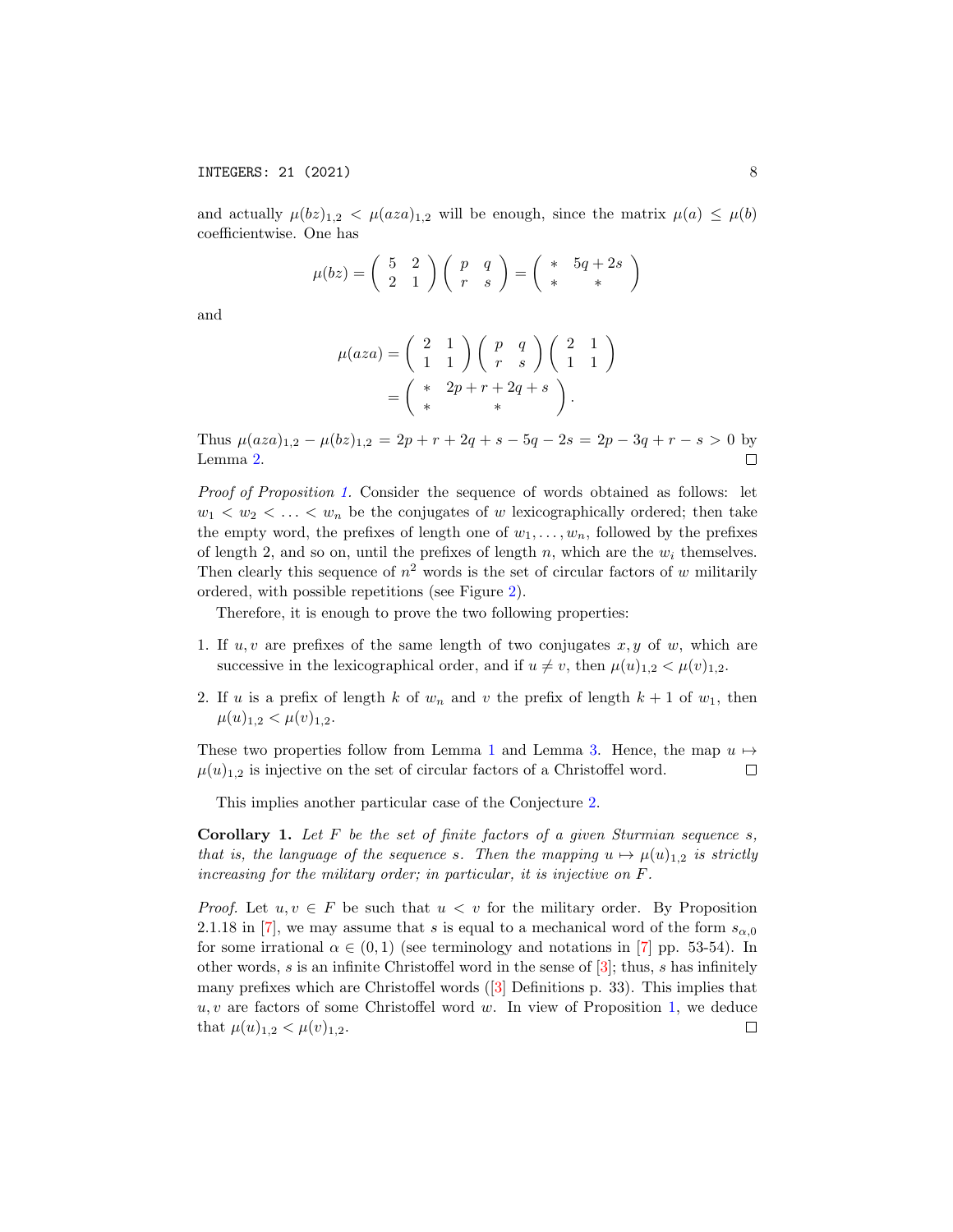and actually $\mu(bz)_{1,2} < \mu(aza)_{1,2}$ will be enough, since the matrix $\mu(a) \leq \mu(b)$ coefficientwise. One has

$$\mu(bz) = \begin{pmatrix} 5 & 2 \\ 2 & 1 \end{pmatrix} \begin{pmatrix} p & q \\ r & s \end{pmatrix} = \begin{pmatrix} * & 5q+2s \\ * & * \end{pmatrix}$$

and

$$\mu(aza) = \begin{pmatrix} 2 & 1 \\ 1 & 1 \end{pmatrix} \begin{pmatrix} p & q \\ r & s \end{pmatrix} \begin{pmatrix} 2 & 1 \\ 1 & 1 \end{pmatrix} = \begin{pmatrix} * & 2p+r+2q+s \\ * & * \end{pmatrix}.$$

Thus $\mu(aza)_{1,2} - \mu(bz)_{1,2} = 2p + r + 2q + s - 5q - 2s = 2p - 3q + r - s > 0$ by Lemma 2. □

*Proof of Proposition 1.* Consider the sequence of words obtained as follows: let $w_1 < w_2 < \ldots < w_n$ be the conjugates of $w$ lexicographically ordered; then take the empty word, the prefixes of length one of $w_1, \ldots, w_n$, followed by the prefixes of length 2, and so on, until the prefixes of length $n$, which are the $w_i$ themselves. Then clearly this sequence of $n^2$ words is the set of circular factors of $w$ militarily ordered, with possible repetitions (see Figure 2).

Therefore, it is enough to prove the two following properties:

1. If $u, v$ are prefixes of the same length of two conjugates $x, y$ of $w$, which are successive in the lexicographical order, and if $u \neq v$, then $\mu(u)_{1,2} < \mu(v)_{1,2}$.
2. If $u$ is a prefix of length $k$ of $w_n$ and $v$ the prefix of length $k+1$ of $w_1$, then $\mu(u)_{1,2} < \mu(v)_{1,2}$.

These two properties follow from Lemma 1 and Lemma 3. Hence, the map $u \mapsto \mu(u)_{1,2}$ is injective on the set of circular factors of a Christoffel word. □

This implies another particular case of the Conjecture 2.

**Corollary 1.** *Let $F$ be the set of finite factors of a given Sturmian sequence $s$, that is, the language of the sequence $s$. Then the mapping $u \mapsto \mu(u)_{1,2}$ is strictly increasing for the military order; in particular, it is injective on $F$.*

*Proof.* Let $u, v \in F$ be such that $u < v$ for the military order. By Proposition 2.1.18 in [7], we may assume that $s$ is equal to a mechanical word of the form $s_{\alpha,0}$ for some irrational $\alpha \in (0, 1)$ (see terminology and notations in [7] pp. 53-54). In other words, $s$ is an infinite Christoffel word in the sense of [3]; thus, $s$ has infinitely many prefixes which are Christoffel words ([3] Definitions p. 33). This implies that $u, v$ are factors of some Christoffel word $w$. In view of Proposition 1, we deduce that $\mu(u)_{1,2} < \mu(v)_{1,2}$. □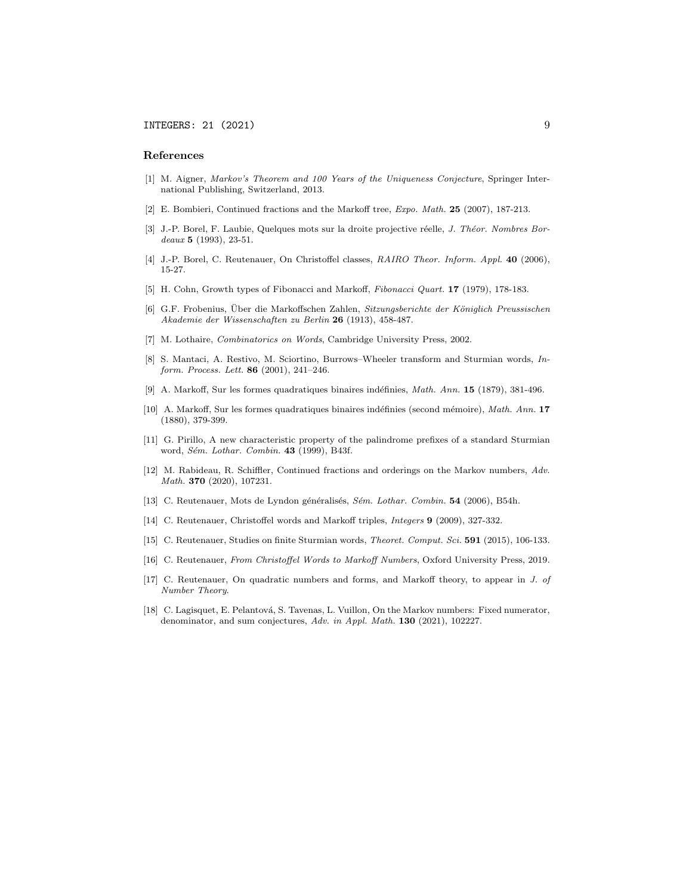## References

[1] M. Aigner, *Markov's Theorem and 100 Years of the Uniqueness Conjecture*, Springer International Publishing, Switzerland, 2013.

[2] E. Bombieri, Continued fractions and the Markoff tree, *Expo. Math.* **25** (2007), 187-213.

[3] J.-P. Borel, F. Laubie, Quelques mots sur la droite projective réelle, *J. Théor. Nombres Bordeaux* **5** (1993), 23-51.

[4] J.-P. Borel, C. Reutenauer, On Christoffel classes, *RAIRO Theor. Inform. Appl.* **40** (2006), 15-27.

[5] H. Cohn, Growth types of Fibonacci and Markoff, *Fibonacci Quart.* **17** (1979), 178-183.

[6] G.F. Frobenius, Über die Markoffschen Zahlen, *Sitzungsberichte der Königlich Preussischen Akademie der Wissenschaften zu Berlin* **26** (1913), 458-487.

[7] M. Lothaire, *Combinatorics on Words*, Cambridge University Press, 2002.

[8] S. Mantaci, A. Restivo, M. Sciortino, Burrows–Wheeler transform and Sturmian words, *Inform. Process. Lett.* **86** (2001), 241–246.

[9] A. Markoff, Sur les formes quadratiques binaires indéfinies, *Math. Ann.* **15** (1879), 381-496.

[10] A. Markoff, Sur les formes quadratiques binaires indéfinies (second mémoire), *Math. Ann.* **17** (1880), 379-399.

[11] G. Pirillo, A new characteristic property of the palindrome prefixes of a standard Sturmian word, *Sém. Lothar. Combin.* **43** (1999), B43f.

[12] M. Rabideau, R. Schiffler, Continued fractions and orderings on the Markov numbers, *Adv. Math.* **370** (2020), 107231.

[13] C. Reutenauer, Mots de Lyndon généralisés, *Sém. Lothar. Combin.* **54** (2006), B54h.

[14] C. Reutenauer, Christoffel words and Markoff triples, *Integers* **9** (2009), 327-332.

[15] C. Reutenauer, Studies on finite Sturmian words, *Theoret. Comput. Sci.* **591** (2015), 106-133.

[16] C. Reutenauer, *From Christoffel Words to Markoff Numbers*, Oxford University Press, 2019.

[17] C. Reutenauer, On quadratic numbers and forms, and Markoff theory, to appear in *J. of Number Theory*.

[18] C. Lagisquet, E. Pelantová, S. Tavenas, L. Vuillon, On the Markov numbers: Fixed numerator, denominator, and sum conjectures, *Adv. in Appl. Math.* **130** (2021), 102227.